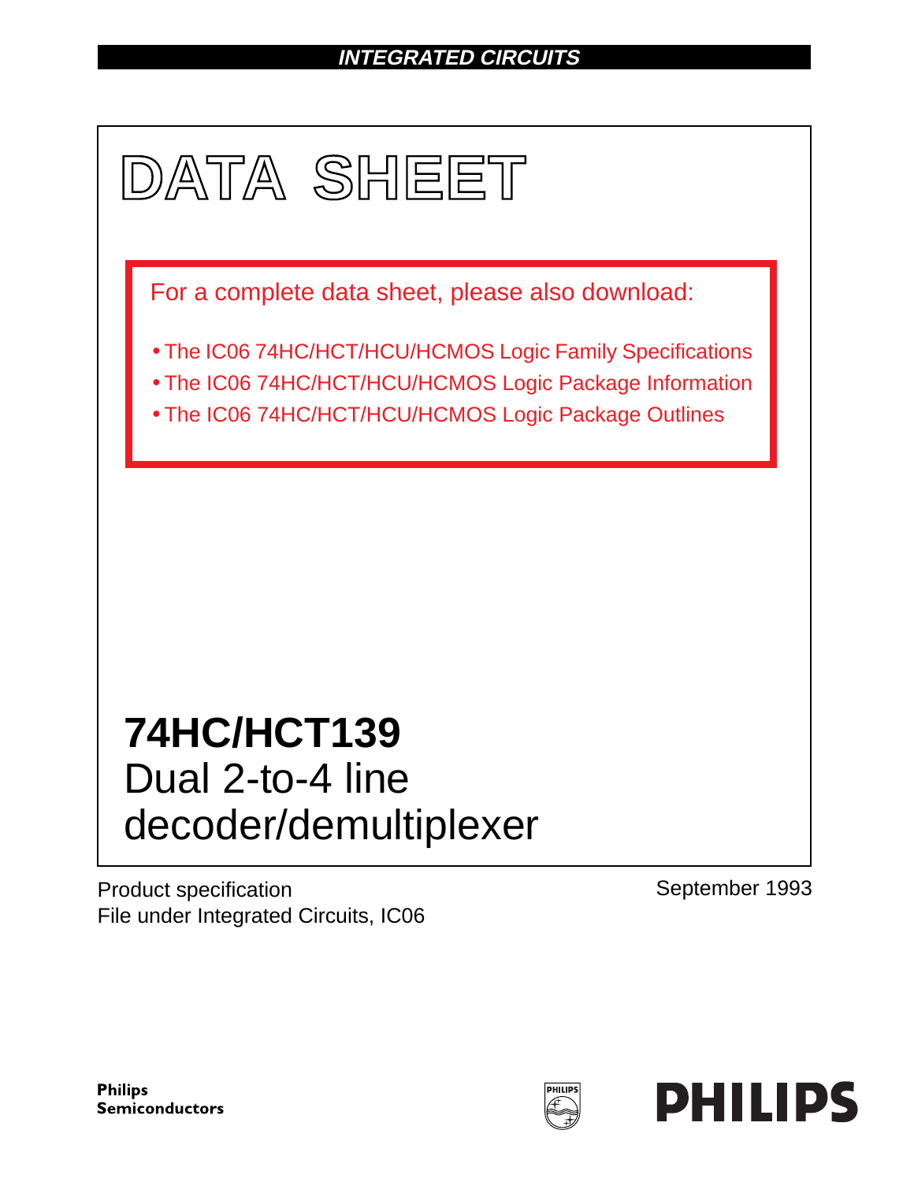INTEGRATED CIRCUITS

# DATA SHEET

For a complete data sheet, please also download:

- The IC06 74HC/HCT/HCU/HCMOS Logic Family Specifications
- The IC06 74HC/HCT/HCU/HCMOS Logic Package Information
- The IC06 74HC/HCT/HCU/HCMOS Logic Package Outlines

## 74HC/HCT139
Dual 2-to-4 line decoder/demultiplexer

Product specification
File under Integrated Circuits, IC06

September 1993

**Philips Semiconductors**

**PHILIPS**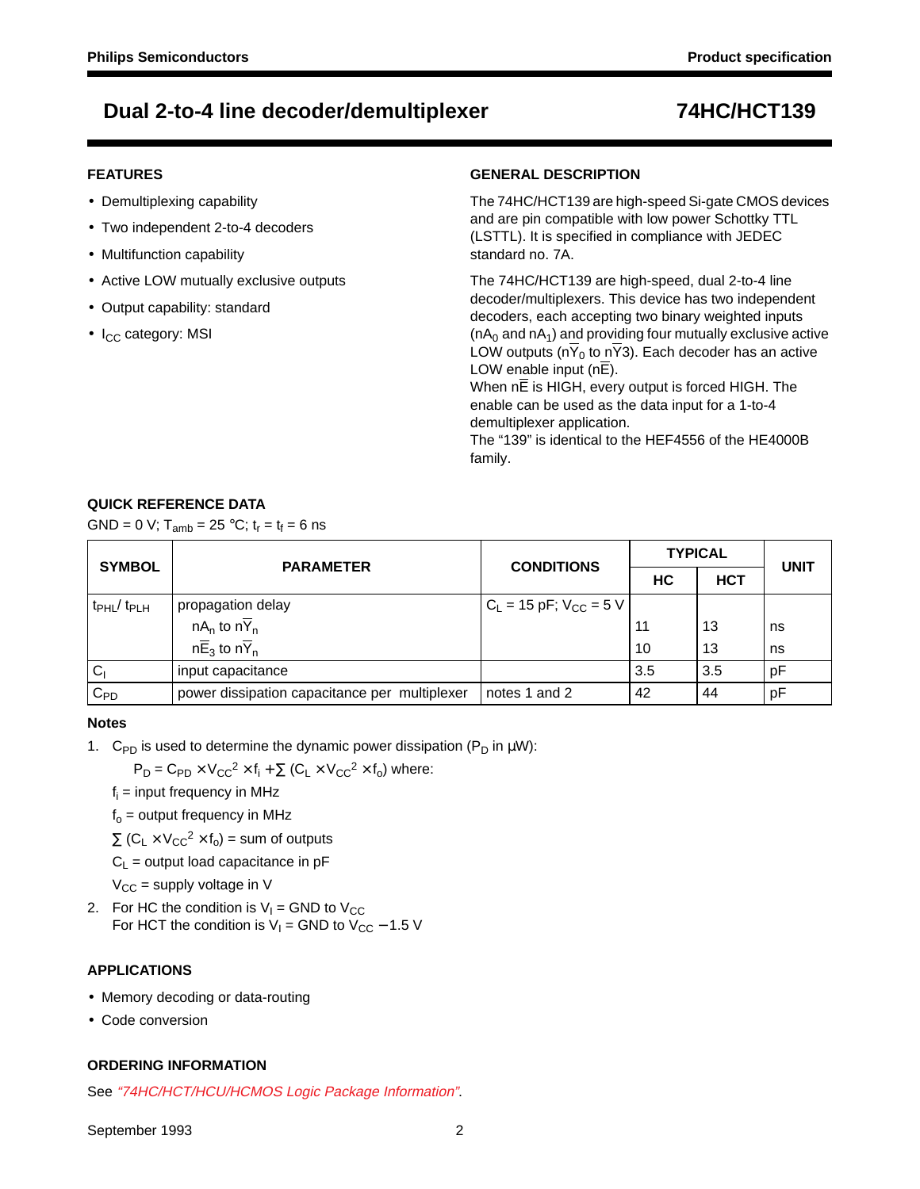# Dual 2-to-4 line decoder/demultiplexer — 74HC/HCT139

## FEATURES

- Demultiplexing capability
- Two independent 2-to-4 decoders
- Multifunction capability
- Active LOW mutually exclusive outputs
- Output capability: standard
- $I_{CC}$ category: MSI

## GENERAL DESCRIPTION

The 74HC/HCT139 are high-speed Si-gate CMOS devices and are pin compatible with low power Schottky TTL (LSTTL). It is specified in compliance with JEDEC standard no. 7A.

The 74HC/HCT139 are high-speed, dual 2-to-4 line decoder/multiplexers. This device has two independent decoders, each accepting two binary weighted inputs ($nA_0$ and $nA_1$) and providing four mutually exclusive active LOW outputs ($n\overline{Y}_0$ to $n\overline{Y}3$). Each decoder has an active LOW enable input ($n\overline{E}$).
When $n\overline{E}$ is HIGH, every output is forced HIGH. The enable can be used as the data input for a 1-to-4 demultiplexer application.
The "139" is identical to the HEF4556 of the HE4000B family.

## QUICK REFERENCE DATA

GND = 0 V; $T_{amb}$ = 25 °C; $t_r = t_f$ = 6 ns

| SYMBOL | PARAMETER | CONDITIONS | TYPICAL | | UNIT |
|---|---|---|---|---|---|
| | | | HC | HCT | |
| $t_{PHL}$/ $t_{PLH}$ | propagation delay | $C_L$ = 15 pF; $V_{CC}$ = 5 V | | | |
| | $nA_n$ to $n\overline{Y}_n$ | | 11 | 13 | ns |
| | $n\overline{E}_3$ to $n\overline{Y}_n$ | | 10 | 13 | ns |
| $C_I$ | input capacitance | | 3.5 | 3.5 | pF |
| $C_{PD}$ | power dissipation capacitance per multiplexer | notes 1 and 2 | 42 | 44 | pF |

### Notes

1. $C_{PD}$ is used to determine the dynamic power dissipation ($P_D$ in μW):

   $P_D = C_{PD} \times V_{CC}^2 \times f_i + \sum (C_L \times V_{CC}^2 \times f_o)$ where:

   $f_i$ = input frequency in MHz

   $f_o$ = output frequency in MHz

   $\sum (C_L \times V_{CC}^2 \times f_o)$ = sum of outputs

   $C_L$ = output load capacitance in pF

   $V_{CC}$ = supply voltage in V

2. For HC the condition is $V_I$ = GND to $V_{CC}$
   For HCT the condition is $V_I$ = GND to $V_{CC}$ − 1.5 V

## APPLICATIONS

- Memory decoding or data-routing
- Code conversion

## ORDERING INFORMATION

See *"74HC/HCT/HCU/HCMOS Logic Package Information"*.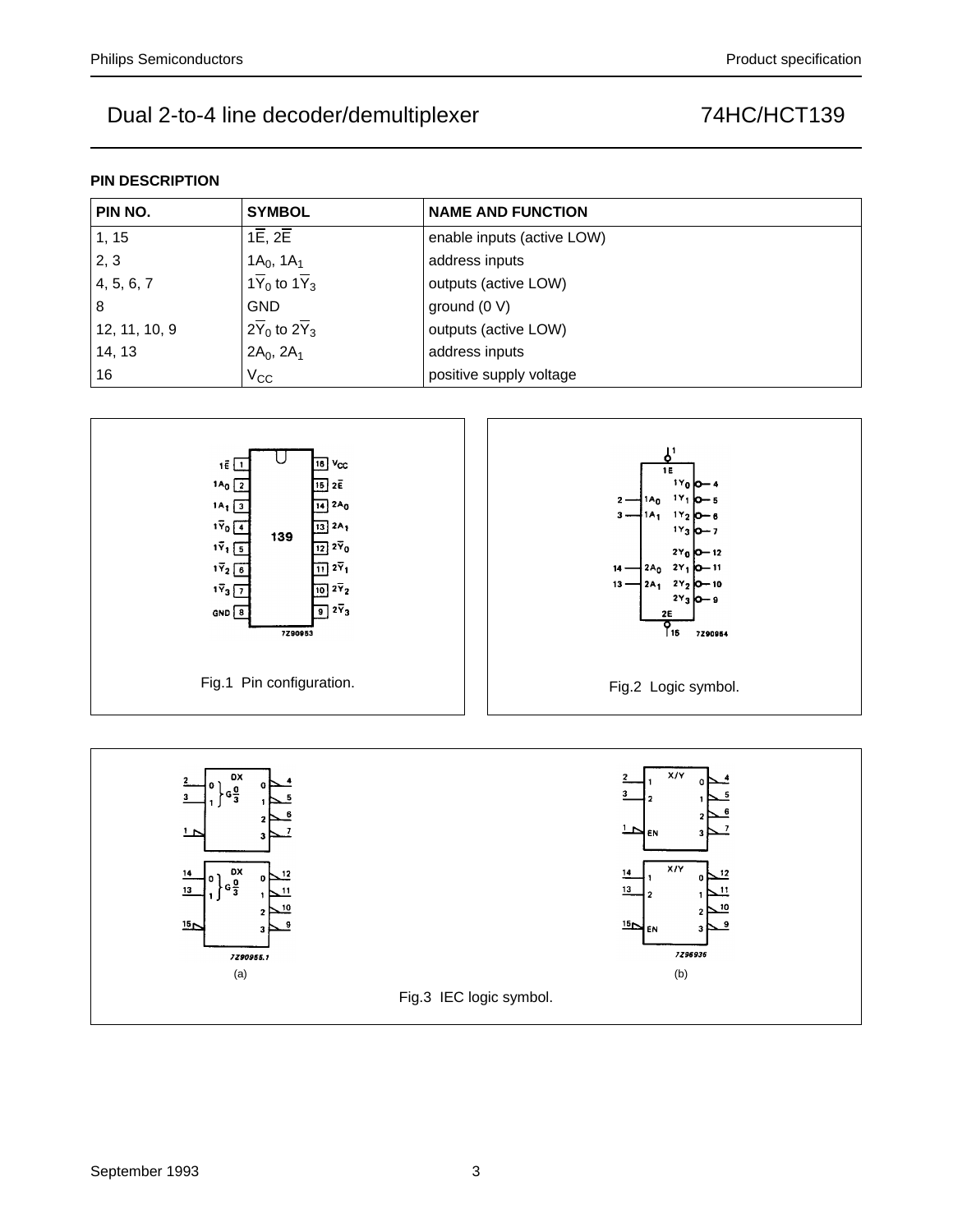## PIN DESCRIPTION

| PIN NO. | SYMBOL | NAME AND FUNCTION |
|---|---|---|
| 1, 15 | $1\overline{E}$, $2\overline{E}$ | enable inputs (active LOW) |
| 2, 3 | $1A_0$, $1A_1$ | address inputs |
| 4, 5, 6, 7 | $1\overline{Y}_0$ to $1\overline{Y}_3$ | outputs (active LOW) |
| 8 | GND | ground (0 V) |
| 12, 11, 10, 9 | $2\overline{Y}_0$ to $2\overline{Y}_3$ | outputs (active LOW) |
| 14, 13 | $2A_0$, $2A_1$ | address inputs |
| 16 | $V_{CC}$ | positive supply voltage |

Fig.1 Pin configuration.

Fig.2 Logic symbol.

(a)

(b)

Fig.3 IEC logic symbol.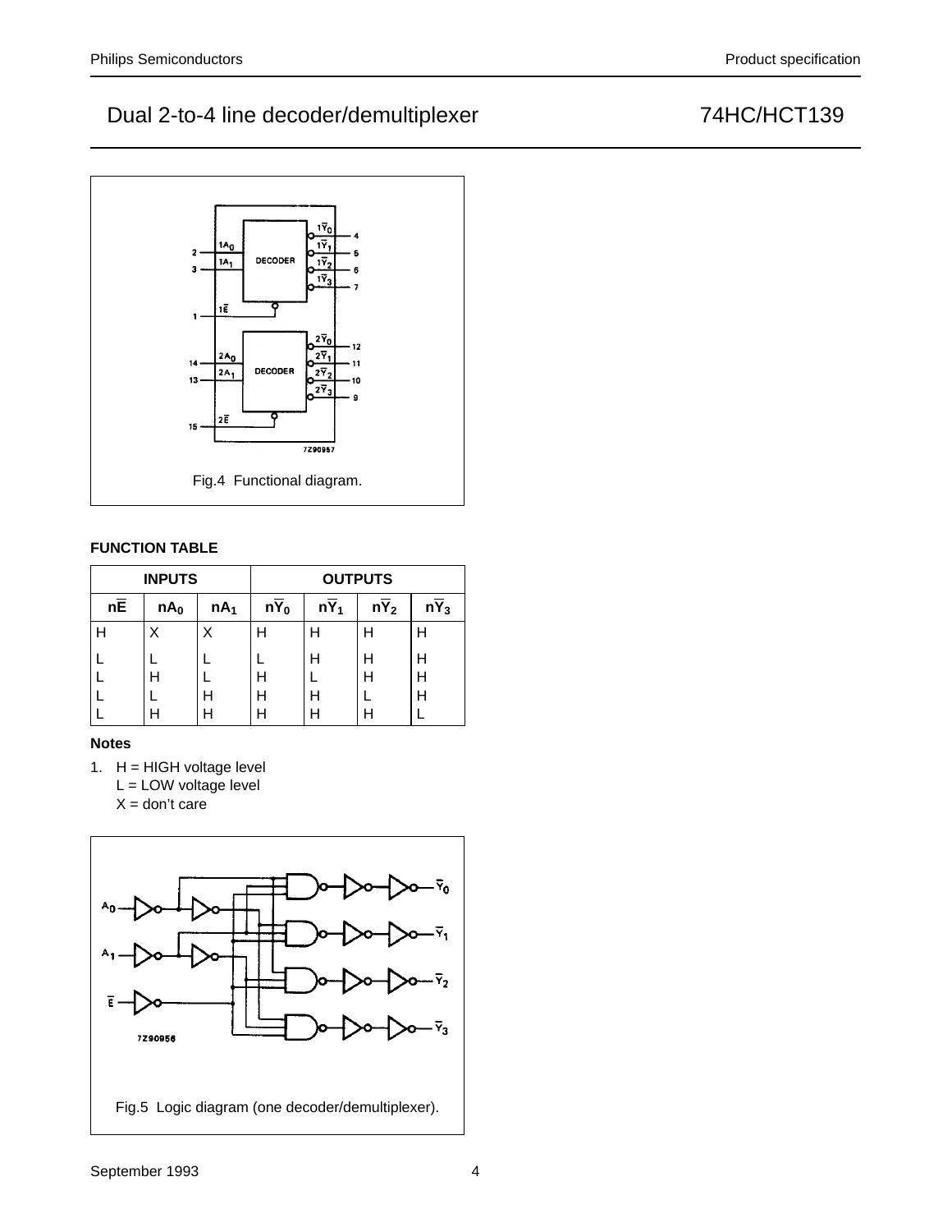Fig.4 Functional diagram.

**FUNCTION TABLE**

| INPUTS | | | OUTPUTS | | | |
|---|---|---|---|---|---|---|
| $n\overline{E}$ | $nA_0$ | $nA_1$ | $n\overline{Y}_0$ | $n\overline{Y}_1$ | $n\overline{Y}_2$ | $n\overline{Y}_3$ |
| H | X | X | H | H | H | H |
| L | L | L | L | H | H | H |
| L | H | L | H | L | H | H |
| L | L | H | H | H | L | H |
| L | H | H | H | H | H | L |

**Notes**

1. H = HIGH voltage level
   L = LOW voltage level
   X = don't care

Fig.5 Logic diagram (one decoder/demultiplexer).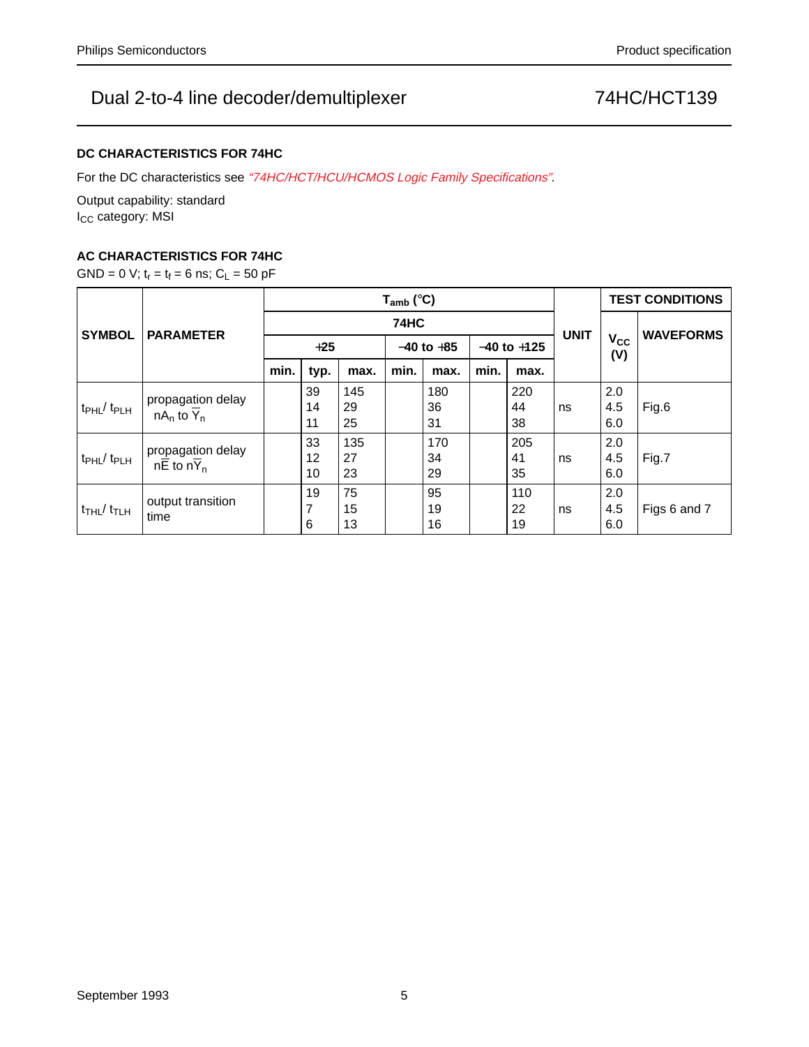### DC CHARACTERISTICS FOR 74HC

For the DC characteristics see *"74HC/HCT/HCU/HCMOS Logic Family Specifications"*.

Output capability: standard
$I_{CC}$ category: MSI

### AC CHARACTERISTICS FOR 74HC

GND = 0 V; $t_r = t_f = 6$ ns; $C_L = 50$ pF

| SYMBOL | PARAMETER | $T_{amb}$ (°C) | | | | | | | UNIT | TEST CONDITIONS | |
|---|---|---|---|---|---|---|---|---|---|---|---|
| | | 74HC | | | | | | | | $V_{CC}$ (V) | WAVEFORMS |
| | | +25 | | | −40 to +85 | | −40 to +125 | | | | |
| | | min. | typ. | max. | min. | max. | min. | max. | | | |
| $t_{PHL}$/ $t_{PLH}$ | propagation delay $nA_n$ to $\overline{Y}_n$ | | 39<br>14<br>11 | 145<br>29<br>25 | | 180<br>36<br>31 | | 220<br>44<br>38 | ns | 2.0<br>4.5<br>6.0 | Fig.6 |
| $t_{PHL}$/ $t_{PLH}$ | propagation delay $n\overline{E}$ to $n\overline{Y}_n$ | | 33<br>12<br>10 | 135<br>27<br>23 | | 170<br>34<br>29 | | 205<br>41<br>35 | ns | 2.0<br>4.5<br>6.0 | Fig.7 |
| $t_{THL}$/ $t_{TLH}$ | output transition time | | 19<br>7<br>6 | 75<br>15<br>13 | | 95<br>19<br>16 | | 110<br>22<br>19 | ns | 2.0<br>4.5<br>6.0 | Figs 6 and 7 |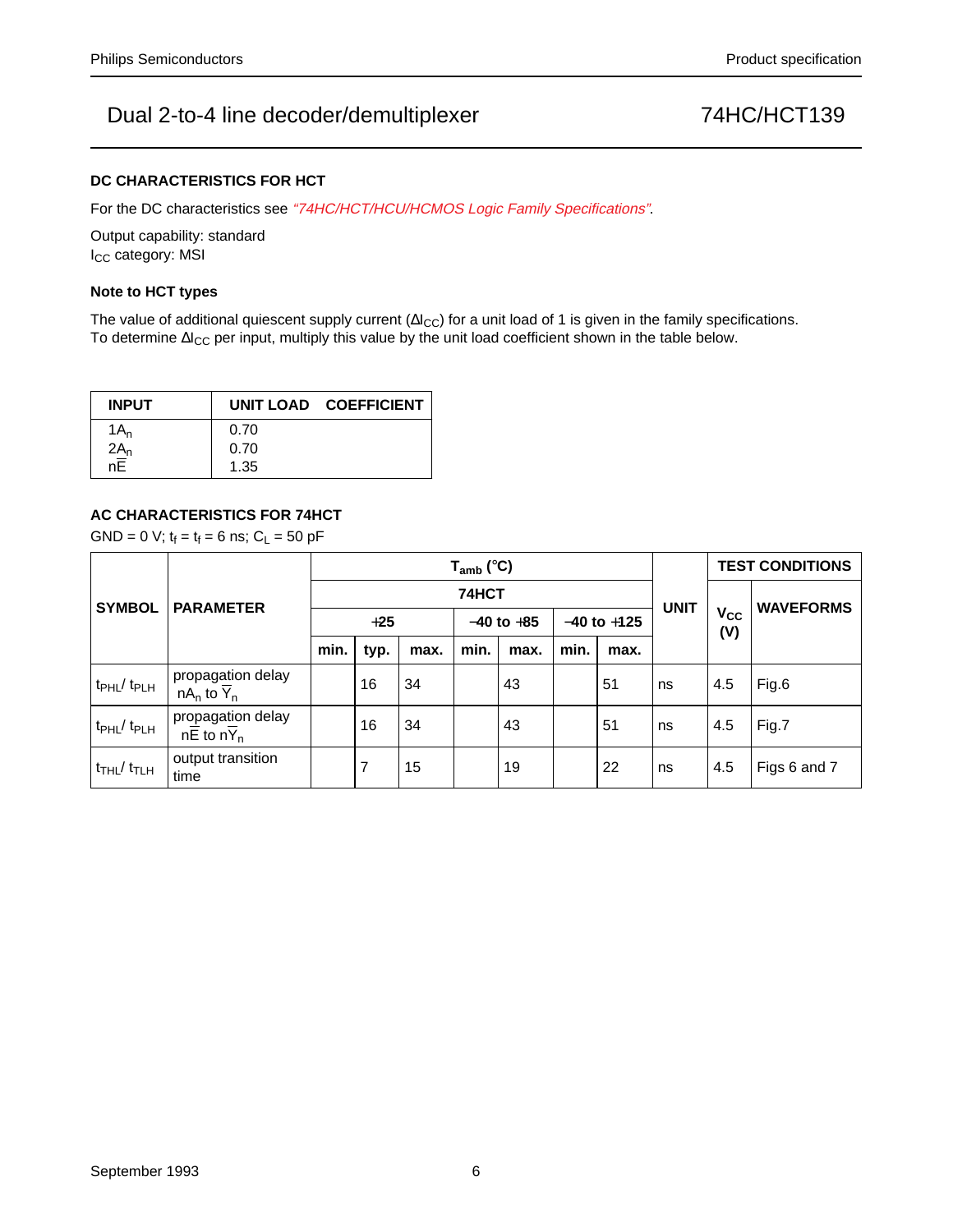## Dual 2-to-4 line decoder/demultiplexer — 74HC/HCT139

### DC CHARACTERISTICS FOR HCT

For the DC characteristics see *"74HC/HCT/HCU/HCMOS Logic Family Specifications"*.

Output capability: standard
$I_{CC}$ category: MSI

### Note to HCT types

The value of additional quiescent supply current ($\Delta I_{CC}$) for a unit load of 1 is given in the family specifications.
To determine $\Delta I_{CC}$ per input, multiply this value by the unit load coefficient shown in the table below.

| INPUT | UNIT LOAD COEFFICIENT |
|---|---|
| $1A_n$ | 0.70 |
| $2A_n$ | 0.70 |
| $n\overline{E}$ | 1.35 |

### AC CHARACTERISTICS FOR 74HCT

GND = 0 V; $t_r = t_f = 6$ ns; $C_L = 50$ pF

| SYMBOL | PARAMETER | $T_{amb}$ (°C) | | | | | | | UNIT | TEST CONDITIONS | |
|---|---|---|---|---|---|---|---|---|---|---|---|
| | | 74HCT | | | | | | | | $V_{CC}$ (V) | WAVEFORMS |
| | | +25 | | | −40 to +85 | | −40 to +125 | | | | |
| | | min. | typ. | max. | min. | max. | min. | max. | | | |
| $t_{PHL}$/ $t_{PLH}$ | propagation delay $nA_n$ to $\overline{Y}_n$ | | 16 | 34 | | 43 | | 51 | ns | 4.5 | Fig.6 |
| $t_{PHL}$/ $t_{PLH}$ | propagation delay $n\overline{E}$ to $n\overline{Y}_n$ | | 16 | 34 | | 43 | | 51 | ns | 4.5 | Fig.7 |
| $t_{THL}$/ $t_{TLH}$ | output transition time | | 7 | 15 | | 19 | | 22 | ns | 4.5 | Figs 6 and 7 |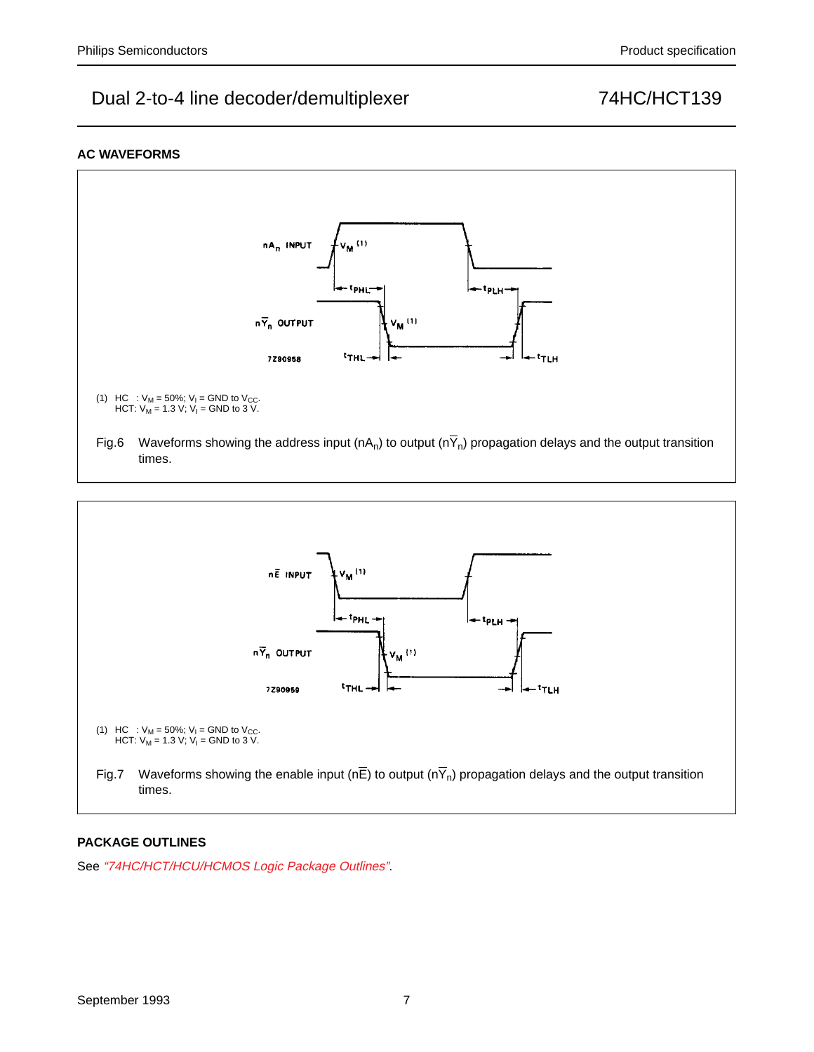## AC WAVEFORMS

$nA_n$ INPUT

$V_M$ (1)

$t_{PHL}$

$t_{PLH}$

$n\overline{Y}_n$ OUTPUT

$V_M$ (1)

7Z90958

$t_{THL}$

$t_{TLH}$

(1) HC : $V_M$ = 50%; $V_I$ = GND to $V_{CC}$.
HCT: $V_M$ = 1.3 V; $V_I$ = GND to 3 V.

Fig.6 Waveforms showing the address input ($nA_n$) to output ($n\overline{Y}_n$) propagation delays and the output transition times.

$n\overline{E}$ INPUT

$V_M$ (1)

$t_{PHL}$

$t_{PLH}$

$n\overline{Y}_n$ OUTPUT

$V_M$ (1)

7Z90959

$t_{THL}$

$t_{TLH}$

(1) HC : $V_M$ = 50%; $V_I$ = GND to $V_{CC}$.
HCT: $V_M$ = 1.3 V; $V_I$ = GND to 3 V.

Fig.7 Waveforms showing the enable input ($n\overline{E}$) to output ($n\overline{Y}_n$) propagation delays and the output transition times.

## PACKAGE OUTLINES

See *"74HC/HCT/HCU/HCMOS Logic Package Outlines"*.